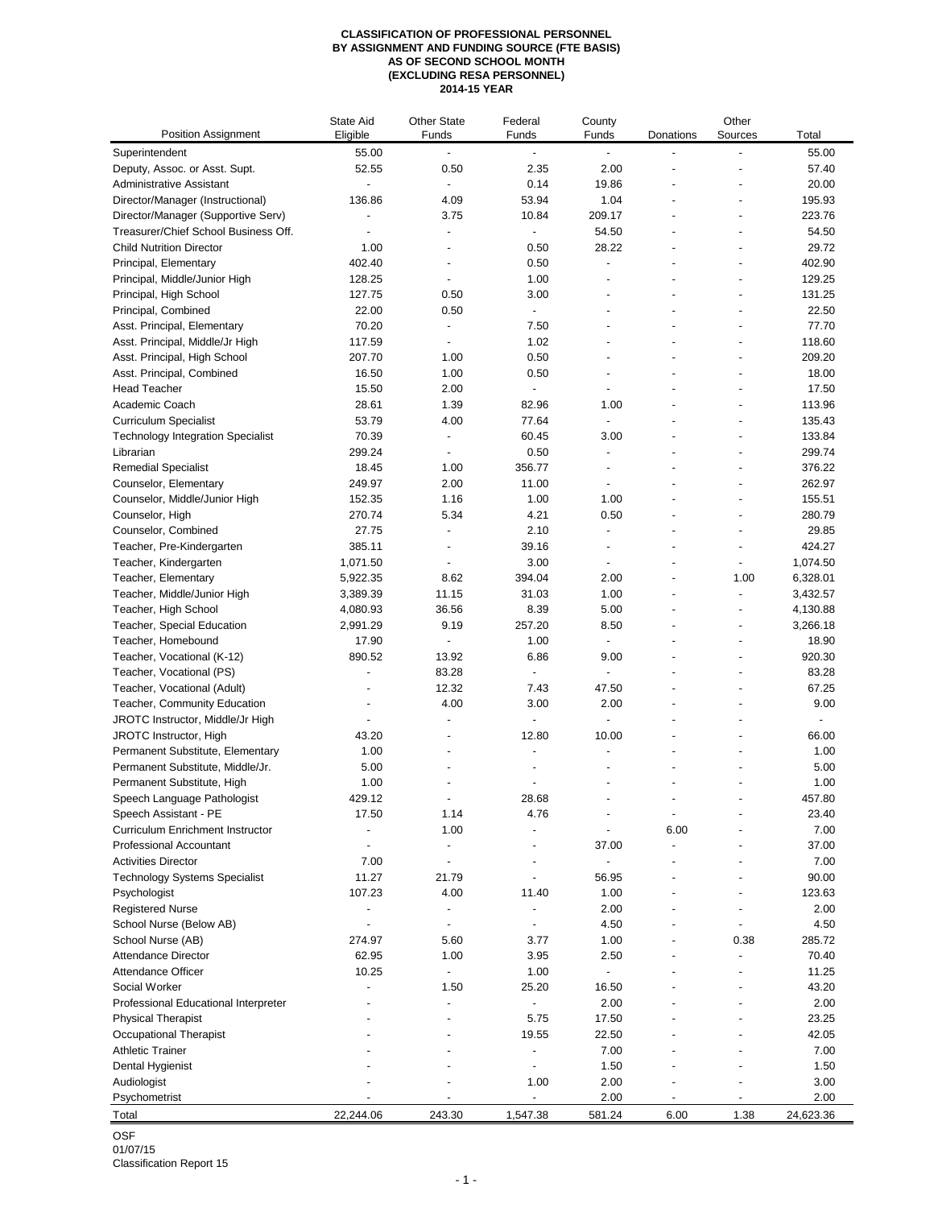**CLASSIFICATION OF PROFESSIONAL PERSONNEL**
**BY ASSIGNMENT AND FUNDING SOURCE (FTE BASIS)**
**AS OF SECOND SCHOOL MONTH**
**(EXCLUDING RESA PERSONNEL)**
**2014-15 YEAR**

| Position Assignment | State Aid Eligible | Other State Funds | Federal Funds | County Funds | Donations | Other Sources | Total |
|---|---|---|---|---|---|---|---|
| Superintendent | 55.00 | - | - | - | - | - | 55.00 |
| Deputy, Assoc. or Asst. Supt. | 52.55 | 0.50 | 2.35 | 2.00 | - | - | 57.40 |
| Administrative Assistant | - | - | 0.14 | 19.86 | - | - | 20.00 |
| Director/Manager (Instructional) | 136.86 | 4.09 | 53.94 | 1.04 | - | - | 195.93 |
| Director/Manager (Supportive Serv) | - | 3.75 | 10.84 | 209.17 | - | - | 223.76 |
| Treasurer/Chief School Business Off. | - | - | - | 54.50 | - | - | 54.50 |
| Child Nutrition Director | 1.00 | - | 0.50 | 28.22 | - | - | 29.72 |
| Principal, Elementary | 402.40 | - | 0.50 | - | - | - | 402.90 |
| Principal, Middle/Junior High | 128.25 | - | 1.00 | - | - | - | 129.25 |
| Principal, High School | 127.75 | 0.50 | 3.00 | - | - | - | 131.25 |
| Principal, Combined | 22.00 | 0.50 | - | - | - | - | 22.50 |
| Asst. Principal, Elementary | 70.20 | - | 7.50 | - | - | - | 77.70 |
| Asst. Principal, Middle/Jr High | 117.59 | - | 1.02 | - | - | - | 118.60 |
| Asst. Principal, High School | 207.70 | 1.00 | 0.50 | - | - | - | 209.20 |
| Asst. Principal, Combined | 16.50 | 1.00 | 0.50 | - | - | - | 18.00 |
| Head Teacher | 15.50 | 2.00 | - | - | - | - | 17.50 |
| Academic Coach | 28.61 | 1.39 | 82.96 | 1.00 | - | - | 113.96 |
| Curriculum Specialist | 53.79 | 4.00 | 77.64 | - | - | - | 135.43 |
| Technology Integration Specialist | 70.39 | - | 60.45 | 3.00 | - | - | 133.84 |
| Librarian | 299.24 | - | 0.50 | - | - | - | 299.74 |
| Remedial Specialist | 18.45 | 1.00 | 356.77 | - | - | - | 376.22 |
| Counselor, Elementary | 249.97 | 2.00 | 11.00 | - | - | - | 262.97 |
| Counselor, Middle/Junior High | 152.35 | 1.16 | 1.00 | 1.00 | - | - | 155.51 |
| Counselor, High | 270.74 | 5.34 | 4.21 | 0.50 | - | - | 280.79 |
| Counselor, Combined | 27.75 | - | 2.10 | - | - | - | 29.85 |
| Teacher, Pre-Kindergarten | 385.11 | - | 39.16 | - | - | - | 424.27 |
| Teacher, Kindergarten | 1,071.50 | - | 3.00 | - | - | - | 1,074.50 |
| Teacher, Elementary | 5,922.35 | 8.62 | 394.04 | 2.00 | - | 1.00 | 6,328.01 |
| Teacher, Middle/Junior High | 3,389.39 | 11.15 | 31.03 | 1.00 | - | - | 3,432.57 |
| Teacher, High School | 4,080.93 | 36.56 | 8.39 | 5.00 | - | - | 4,130.88 |
| Teacher, Special Education | 2,991.29 | 9.19 | 257.20 | 8.50 | - | - | 3,266.18 |
| Teacher, Homebound | 17.90 | - | 1.00 | - | - | - | 18.90 |
| Teacher, Vocational (K-12) | 890.52 | 13.92 | 6.86 | 9.00 | - | - | 920.30 |
| Teacher, Vocational (PS) | - | 83.28 | - | - | - | - | 83.28 |
| Teacher, Vocational (Adult) | - | 12.32 | 7.43 | 47.50 | - | - | 67.25 |
| Teacher, Community Education | - | 4.00 | 3.00 | 2.00 | - | - | 9.00 |
| JROTC Instructor, Middle/Jr High | - | - | - | - | - | - | - |
| JROTC Instructor, High | 43.20 | - | 12.80 | 10.00 | - | - | 66.00 |
| Permanent Substitute, Elementary | 1.00 | - | - | - | - | - | 1.00 |
| Permanent Substitute, Middle/Jr. | 5.00 | - | - | - | - | - | 5.00 |
| Permanent Substitute, High | 1.00 | - | - | - | - | - | 1.00 |
| Speech Language Pathologist | 429.12 | - | 28.68 | - | - | - | 457.80 |
| Speech Assistant - PE | 17.50 | 1.14 | 4.76 | - | - | - | 23.40 |
| Curriculum Enrichment Instructor | - | 1.00 | - | - | 6.00 | - | 7.00 |
| Professional Accountant | - | - | - | 37.00 | - | - | 37.00 |
| Activities Director | 7.00 | - | - | - | - | - | 7.00 |
| Technology Systems Specialist | 11.27 | 21.79 | - | 56.95 | - | - | 90.00 |
| Psychologist | 107.23 | 4.00 | 11.40 | 1.00 | - | - | 123.63 |
| Registered Nurse | - | - | - | 2.00 | - | - | 2.00 |
| School Nurse (Below AB) | - | - | - | 4.50 | - | - | 4.50 |
| School Nurse (AB) | 274.97 | 5.60 | 3.77 | 1.00 | - | 0.38 | 285.72 |
| Attendance Director | 62.95 | 1.00 | 3.95 | 2.50 | - | - | 70.40 |
| Attendance Officer | 10.25 | - | 1.00 | - | - | - | 11.25 |
| Social Worker | - | 1.50 | 25.20 | 16.50 | - | - | 43.20 |
| Professional Educational Interpreter | - | - | - | 2.00 | - | - | 2.00 |
| Physical Therapist | - | - | 5.75 | 17.50 | - | - | 23.25 |
| Occupational Therapist | - | - | 19.55 | 22.50 | - | - | 42.05 |
| Athletic Trainer | - | - | - | 7.00 | - | - | 7.00 |
| Dental Hygienist | - | - | - | 1.50 | - | - | 1.50 |
| Audiologist | - | - | 1.00 | 2.00 | - | - | 3.00 |
| Psychometrist | - | - | - | 2.00 | - | - | 2.00 |
| Total | 22,244.06 | 243.30 | 1,547.38 | 581.24 | 6.00 | 1.38 | 24,623.36 |

OSF
01/07/15
Classification Report 15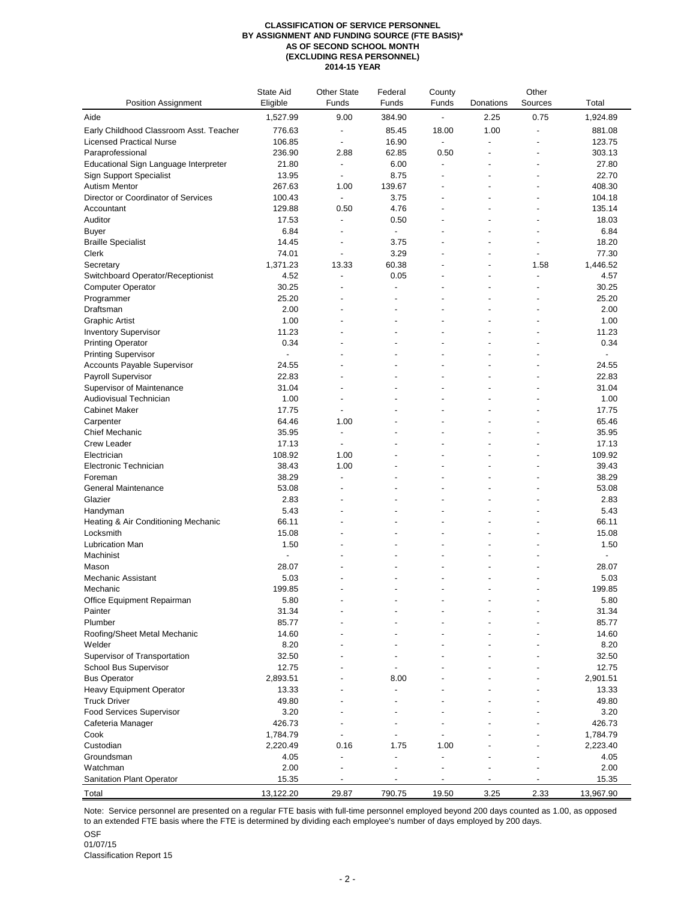**CLASSIFICATION OF SERVICE PERSONNEL**
**BY ASSIGNMENT AND FUNDING SOURCE (FTE BASIS)***
**AS OF SECOND SCHOOL MONTH**
**(EXCLUDING RESA PERSONNEL)**
**2014-15 YEAR**

| Position Assignment | State Aid Eligible | Other State Funds | Federal Funds | County Funds | Donations | Other Sources | Total |
|---|---|---|---|---|---|---|---|
| Aide | 1,527.99 | 9.00 | 384.90 | - | 2.25 | 0.75 | 1,924.89 |
| Early Childhood Classroom Asst. Teacher | 776.63 | - | 85.45 | 18.00 | 1.00 | - | 881.08 |
| Licensed Practical Nurse | 106.85 | - | 16.90 | - | - | - | 123.75 |
| Paraprofessional | 236.90 | 2.88 | 62.85 | 0.50 | - | - | 303.13 |
| Educational Sign Language Interpreter | 21.80 | - | 6.00 | - | - | - | 27.80 |
| Sign Support Specialist | 13.95 | - | 8.75 | - | - | - | 22.70 |
| Autism Mentor | 267.63 | 1.00 | 139.67 | - | - | - | 408.30 |
| Director or Coordinator of Services | 100.43 | - | 3.75 | - | - | - | 104.18 |
| Accountant | 129.88 | 0.50 | 4.76 | - | - | - | 135.14 |
| Auditor | 17.53 | - | 0.50 | - | - | - | 18.03 |
| Buyer | 6.84 | - | - | - | - | - | 6.84 |
| Braille Specialist | 14.45 | - | 3.75 | - | - | - | 18.20 |
| Clerk | 74.01 | - | 3.29 | - | - | - | 77.30 |
| Secretary | 1,371.23 | 13.33 | 60.38 | - | - | 1.58 | 1,446.52 |
| Switchboard Operator/Receptionist | 4.52 | - | 0.05 | - | - | - | 4.57 |
| Computer Operator | 30.25 | - | - | - | - | - | 30.25 |
| Programmer | 25.20 | - | - | - | - | - | 25.20 |
| Draftsman | 2.00 | - | - | - | - | - | 2.00 |
| Graphic Artist | 1.00 | - | - | - | - | - | 1.00 |
| Inventory Supervisor | 11.23 | - | - | - | - | - | 11.23 |
| Printing Operator | 0.34 | - | - | - | - | - | 0.34 |
| Printing Supervisor | - | - | - | - | - | - | - |
| Accounts Payable Supervisor | 24.55 | - | - | - | - | - | 24.55 |
| Payroll Supervisor | 22.83 | - | - | - | - | - | 22.83 |
| Supervisor of Maintenance | 31.04 | - | - | - | - | - | 31.04 |
| Audiovisual Technician | 1.00 | - | - | - | - | - | 1.00 |
| Cabinet Maker | 17.75 | - | - | - | - | - | 17.75 |
| Carpenter | 64.46 | 1.00 | - | - | - | - | 65.46 |
| Chief Mechanic | 35.95 | - | - | - | - | - | 35.95 |
| Crew Leader | 17.13 | - | - | - | - | - | 17.13 |
| Electrician | 108.92 | 1.00 | - | - | - | - | 109.92 |
| Electronic Technician | 38.43 | 1.00 | - | - | - | - | 39.43 |
| Foreman | 38.29 | - | - | - | - | - | 38.29 |
| General Maintenance | 53.08 | - | - | - | - | - | 53.08 |
| Glazier | 2.83 | - | - | - | - | - | 2.83 |
| Handyman | 5.43 | - | - | - | - | - | 5.43 |
| Heating & Air Conditioning Mechanic | 66.11 | - | - | - | - | - | 66.11 |
| Locksmith | 15.08 | - | - | - | - | - | 15.08 |
| Lubrication Man | 1.50 | - | - | - | - | - | 1.50 |
| Machinist | - | - | - | - | - | - | - |
| Mason | 28.07 | - | - | - | - | - | 28.07 |
| Mechanic Assistant | 5.03 | - | - | - | - | - | 5.03 |
| Mechanic | 199.85 | - | - | - | - | - | 199.85 |
| Office Equipment Repairman | 5.80 | - | - | - | - | - | 5.80 |
| Painter | 31.34 | - | - | - | - | - | 31.34 |
| Plumber | 85.77 | - | - | - | - | - | 85.77 |
| Roofing/Sheet Metal Mechanic | 14.60 | - | - | - | - | - | 14.60 |
| Welder | 8.20 | - | - | - | - | - | 8.20 |
| Supervisor of Transportation | 32.50 | - | - | - | - | - | 32.50 |
| School Bus Supervisor | 12.75 | - | - | - | - | - | 12.75 |
| Bus Operator | 2,893.51 | - | 8.00 | - | - | - | 2,901.51 |
| Heavy Equipment Operator | 13.33 | - | - | - | - | - | 13.33 |
| Truck Driver | 49.80 | - | - | - | - | - | 49.80 |
| Food Services Supervisor | 3.20 | - | - | - | - | - | 3.20 |
| Cafeteria Manager | 426.73 | - | - | - | - | - | 426.73 |
| Cook | 1,784.79 | - | - | - | - | - | 1,784.79 |
| Custodian | 2,220.49 | 0.16 | 1.75 | 1.00 | - | - | 2,223.40 |
| Groundsman | 4.05 | - | - | - | - | - | 4.05 |
| Watchman | 2.00 | - | - | - | - | - | 2.00 |
| Sanitation Plant Operator | 15.35 | - | - | - | - | - | 15.35 |
| Total | 13,122.20 | 29.87 | 790.75 | 19.50 | 3.25 | 2.33 | 13,967.90 |

Note: Service personnel are presented on a regular FTE basis with full-time personnel employed beyond 200 days counted as 1.00, as opposed to an extended FTE basis where the FTE is determined by dividing each employee's number of days employed by 200 days.

OSF
01/07/15
Classification Report 15